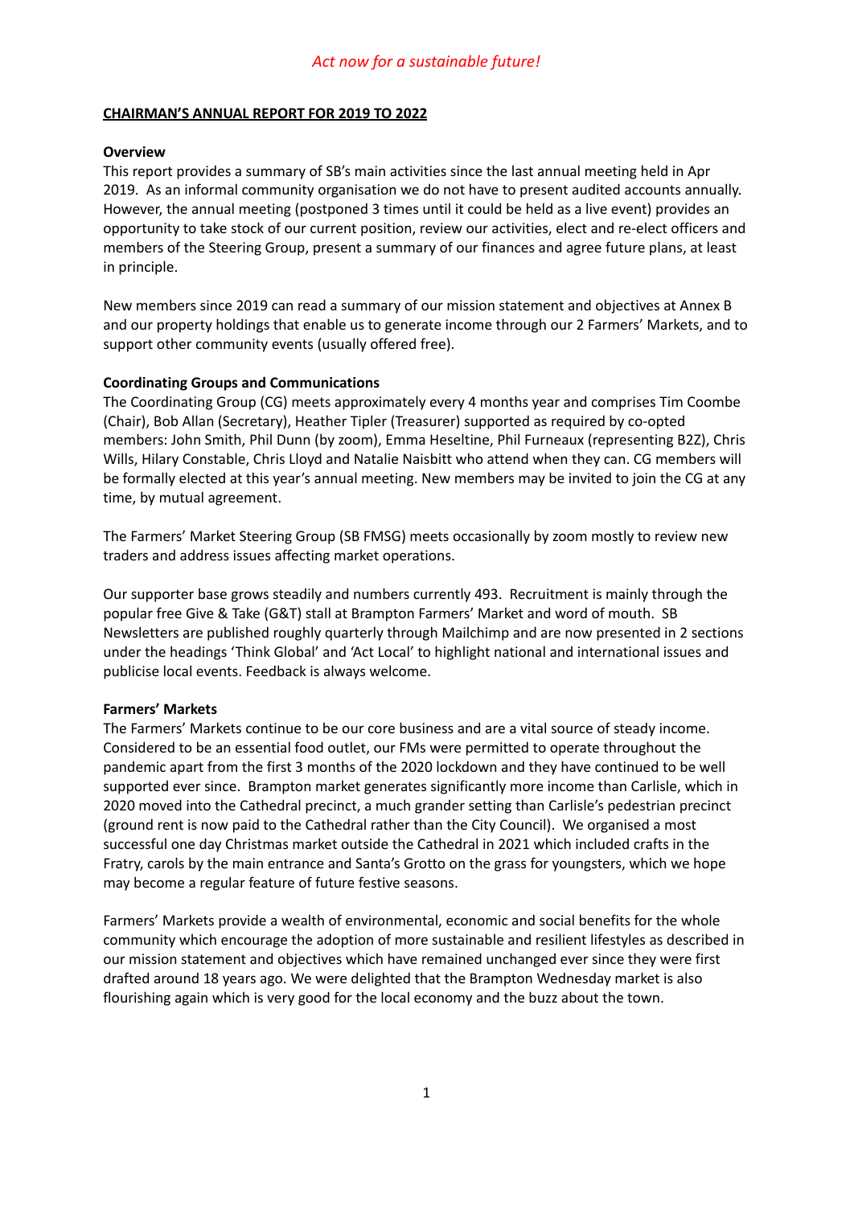*Act now for a sustainable future!*

**CHAIRMAN'S ANNUAL REPORT FOR 2019 TO 2022**

**Overview**

This report provides a summary of SB's main activities since the last annual meeting held in Apr 2019. As an informal community organisation we do not have to present audited accounts annually. However, the annual meeting (postponed 3 times until it could be held as a live event) provides an opportunity to take stock of our current position, review our activities, elect and re-elect officers and members of the Steering Group, present a summary of our finances and agree future plans, at least in principle.

New members since 2019 can read a summary of our mission statement and objectives at Annex B and our property holdings that enable us to generate income through our 2 Farmers' Markets, and to support other community events (usually offered free).

**Coordinating Groups and Communications**

The Coordinating Group (CG) meets approximately every 4 months year and comprises Tim Coombe (Chair), Bob Allan (Secretary), Heather Tipler (Treasurer) supported as required by co-opted members: John Smith, Phil Dunn (by zoom), Emma Heseltine, Phil Furneaux (representing B2Z), Chris Wills, Hilary Constable, Chris Lloyd and Natalie Naisbitt who attend when they can. CG members will be formally elected at this year's annual meeting. New members may be invited to join the CG at any time, by mutual agreement.

The Farmers' Market Steering Group (SB FMSG) meets occasionally by zoom mostly to review new traders and address issues affecting market operations.

Our supporter base grows steadily and numbers currently 493. Recruitment is mainly through the popular free Give & Take (G&T) stall at Brampton Farmers' Market and word of mouth. SB Newsletters are published roughly quarterly through Mailchimp and are now presented in 2 sections under the headings 'Think Global' and 'Act Local' to highlight national and international issues and publicise local events. Feedback is always welcome.

**Farmers' Markets**

The Farmers' Markets continue to be our core business and are a vital source of steady income. Considered to be an essential food outlet, our FMs were permitted to operate throughout the pandemic apart from the first 3 months of the 2020 lockdown and they have continued to be well supported ever since. Brampton market generates significantly more income than Carlisle, which in 2020 moved into the Cathedral precinct, a much grander setting than Carlisle's pedestrian precinct (ground rent is now paid to the Cathedral rather than the City Council). We organised a most successful one day Christmas market outside the Cathedral in 2021 which included crafts in the Fratry, carols by the main entrance and Santa's Grotto on the grass for youngsters, which we hope may become a regular feature of future festive seasons.

Farmers' Markets provide a wealth of environmental, economic and social benefits for the whole community which encourage the adoption of more sustainable and resilient lifestyles as described in our mission statement and objectives which have remained unchanged ever since they were first drafted around 18 years ago. We were delighted that the Brampton Wednesday market is also flourishing again which is very good for the local economy and the buzz about the town.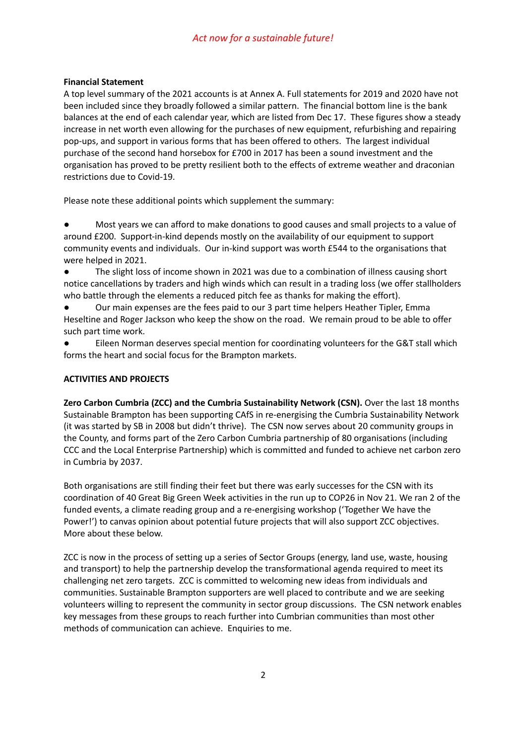**Financial Statement**

A top level summary of the 2021 accounts is at Annex A. Full statements for 2019 and 2020 have not been included since they broadly followed a similar pattern. The financial bottom line is the bank balances at the end of each calendar year, which are listed from Dec 17. These figures show a steady increase in net worth even allowing for the purchases of new equipment, refurbishing and repairing pop-ups, and support in various forms that has been offered to others. The largest individual purchase of the second hand horsebox for £700 in 2017 has been a sound investment and the organisation has proved to be pretty resilient both to the effects of extreme weather and draconian restrictions due to Covid-19.

Please note these additional points which supplement the summary:

- Most years we can afford to make donations to good causes and small projects to a value of around £200. Support-in-kind depends mostly on the availability of our equipment to support community events and individuals. Our in-kind support was worth £544 to the organisations that were helped in 2021.
- The slight loss of income shown in 2021 was due to a combination of illness causing short notice cancellations by traders and high winds which can result in a trading loss (we offer stallholders who battle through the elements a reduced pitch fee as thanks for making the effort).
- Our main expenses are the fees paid to our 3 part time helpers Heather Tipler, Emma Heseltine and Roger Jackson who keep the show on the road. We remain proud to be able to offer such part time work.
- Eileen Norman deserves special mention for coordinating volunteers for the G&T stall which forms the heart and social focus for the Brampton markets.

**ACTIVITIES AND PROJECTS**

**Zero Carbon Cumbria (ZCC) and the Cumbria Sustainability Network (CSN).** Over the last 18 months Sustainable Brampton has been supporting CAfS in re-energising the Cumbria Sustainability Network (it was started by SB in 2008 but didn't thrive). The CSN now serves about 20 community groups in the County, and forms part of the Zero Carbon Cumbria partnership of 80 organisations (including CCC and the Local Enterprise Partnership) which is committed and funded to achieve net carbon zero in Cumbria by 2037.

Both organisations are still finding their feet but there was early successes for the CSN with its coordination of 40 Great Big Green Week activities in the run up to COP26 in Nov 21. We ran 2 of the funded events, a climate reading group and a re-energising workshop ('Together We have the Power!') to canvas opinion about potential future projects that will also support ZCC objectives. More about these below.

ZCC is now in the process of setting up a series of Sector Groups (energy, land use, waste, housing and transport) to help the partnership develop the transformational agenda required to meet its challenging net zero targets. ZCC is committed to welcoming new ideas from individuals and communities. Sustainable Brampton supporters are well placed to contribute and we are seeking volunteers willing to represent the community in sector group discussions. The CSN network enables key messages from these groups to reach further into Cumbrian communities than most other methods of communication can achieve. Enquiries to me.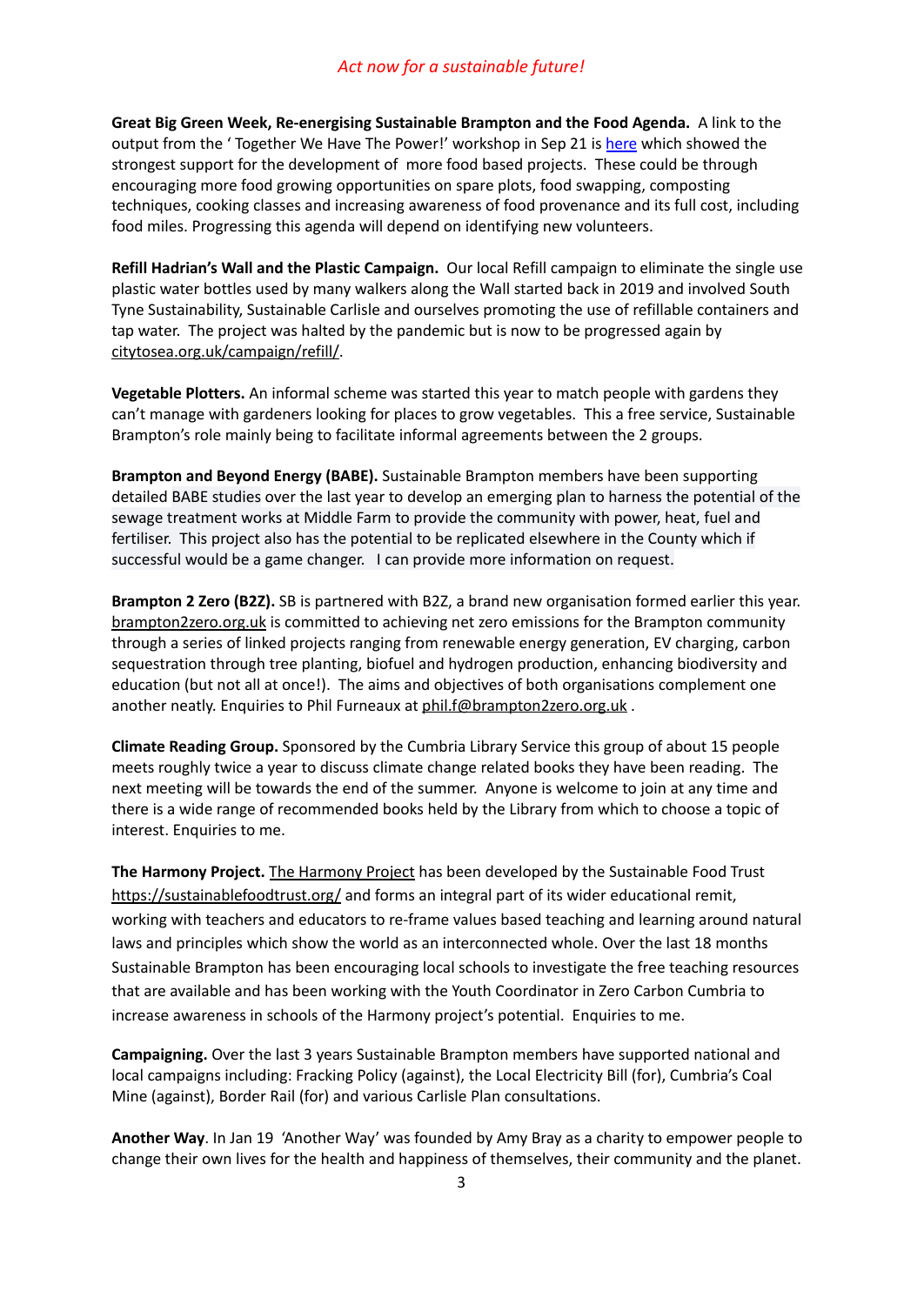*Act now for a sustainable future!*

**Great Big Green Week, Re-energising Sustainable Brampton and the Food Agenda.** A link to the output from the ' Together We Have The Power!' workshop in Sep 21 is here which showed the strongest support for the development of more food based projects. These could be through encouraging more food growing opportunities on spare plots, food swapping, composting techniques, cooking classes and increasing awareness of food provenance and its full cost, including food miles. Progressing this agenda will depend on identifying new volunteers.

**Refill Hadrian's Wall and the Plastic Campaign.** Our local Refill campaign to eliminate the single use plastic water bottles used by many walkers along the Wall started back in 2019 and involved South Tyne Sustainability, Sustainable Carlisle and ourselves promoting the use of refillable containers and tap water. The project was halted by the pandemic but is now to be progressed again by citytosea.org.uk/campaign/refill/.

**Vegetable Plotters.** An informal scheme was started this year to match people with gardens they can't manage with gardeners looking for places to grow vegetables. This a free service, Sustainable Brampton's role mainly being to facilitate informal agreements between the 2 groups.

**Brampton and Beyond Energy (BABE).** Sustainable Brampton members have been supporting detailed BABE studies over the last year to develop an emerging plan to harness the potential of the sewage treatment works at Middle Farm to provide the community with power, heat, fuel and fertiliser. This project also has the potential to be replicated elsewhere in the County which if successful would be a game changer. I can provide more information on request.

**Brampton 2 Zero (B2Z).** SB is partnered with B2Z, a brand new organisation formed earlier this year. brampton2zero.org.uk is committed to achieving net zero emissions for the Brampton community through a series of linked projects ranging from renewable energy generation, EV charging, carbon sequestration through tree planting, biofuel and hydrogen production, enhancing biodiversity and education (but not all at once!). The aims and objectives of both organisations complement one another neatly. Enquiries to Phil Furneaux at phil.f@brampton2zero.org.uk .

**Climate Reading Group.** Sponsored by the Cumbria Library Service this group of about 15 people meets roughly twice a year to discuss climate change related books they have been reading. The next meeting will be towards the end of the summer. Anyone is welcome to join at any time and there is a wide range of recommended books held by the Library from which to choose a topic of interest. Enquiries to me.

**The Harmony Project.** The Harmony Project has been developed by the Sustainable Food Trust https://sustainablefoodtrust.org/ and forms an integral part of its wider educational remit, working with teachers and educators to re-frame values based teaching and learning around natural laws and principles which show the world as an interconnected whole. Over the last 18 months Sustainable Brampton has been encouraging local schools to investigate the free teaching resources that are available and has been working with the Youth Coordinator in Zero Carbon Cumbria to increase awareness in schools of the Harmony project's potential. Enquiries to me.

**Campaigning.** Over the last 3 years Sustainable Brampton members have supported national and local campaigns including: Fracking Policy (against), the Local Electricity Bill (for), Cumbria's Coal Mine (against), Border Rail (for) and various Carlisle Plan consultations.

**Another Way**. In Jan 19 'Another Way' was founded by Amy Bray as a charity to empower people to change their own lives for the health and happiness of themselves, their community and the planet.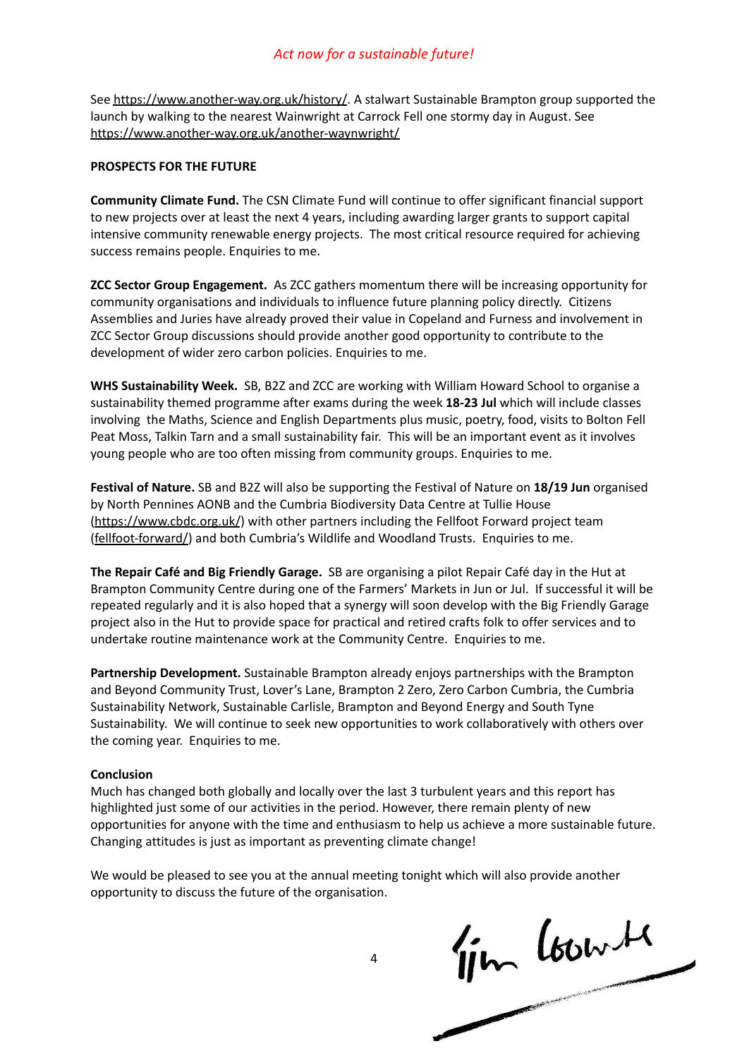See https://www.another-way.org.uk/history/. A stalwart Sustainable Brampton group supported the launch by walking to the nearest Wainwright at Carrock Fell one stormy day in August. See https://www.another-way.org.uk/another-waynwright/

**PROSPECTS FOR THE FUTURE**

**Community Climate Fund.** The CSN Climate Fund will continue to offer significant financial support to new projects over at least the next 4 years, including awarding larger grants to support capital intensive community renewable energy projects. The most critical resource required for achieving success remains people. Enquiries to me.

**ZCC Sector Group Engagement.** As ZCC gathers momentum there will be increasing opportunity for community organisations and individuals to influence future planning policy directly. Citizens Assemblies and Juries have already proved their value in Copeland and Furness and involvement in ZCC Sector Group discussions should provide another good opportunity to contribute to the development of wider zero carbon policies. Enquiries to me.

**WHS Sustainability Week.** SB, B2Z and ZCC are working with William Howard School to organise a sustainability themed programme after exams during the week **18-23 Jul** which will include classes involving the Maths, Science and English Departments plus music, poetry, food, visits to Bolton Fell Peat Moss, Talkin Tarn and a small sustainability fair. This will be an important event as it involves young people who are too often missing from community groups. Enquiries to me.

**Festival of Nature.** SB and B2Z will also be supporting the Festival of Nature on **18/19 Jun** organised by North Pennines AONB and the Cumbria Biodiversity Data Centre at Tullie House (https://www.cbdc.org.uk/) with other partners including the Fellfoot Forward project team (fellfoot-forward/) and both Cumbria's Wildlife and Woodland Trusts. Enquiries to me.

**The Repair Café and Big Friendly Garage.** SB are organising a pilot Repair Café day in the Hut at Brampton Community Centre during one of the Farmers' Markets in Jun or Jul. If successful it will be repeated regularly and it is also hoped that a synergy will soon develop with the Big Friendly Garage project also in the Hut to provide space for practical and retired crafts folk to offer services and to undertake routine maintenance work at the Community Centre. Enquiries to me.

**Partnership Development.** Sustainable Brampton already enjoys partnerships with the Brampton and Beyond Community Trust, Lover's Lane, Brampton 2 Zero, Zero Carbon Cumbria, the Cumbria Sustainability Network, Sustainable Carlisle, Brampton and Beyond Energy and South Tyne Sustainability. We will continue to seek new opportunities to work collaboratively with others over the coming year. Enquiries to me.

**Conclusion**

Much has changed both globally and locally over the last 3 turbulent years and this report has highlighted just some of our activities in the period. However, there remain plenty of new opportunities for anyone with the time and enthusiasm to help us achieve a more sustainable future. Changing attitudes is just as important as preventing climate change!

We would be pleased to see you at the annual meeting tonight which will also provide another opportunity to discuss the future of the organisation.

Jim Cowrie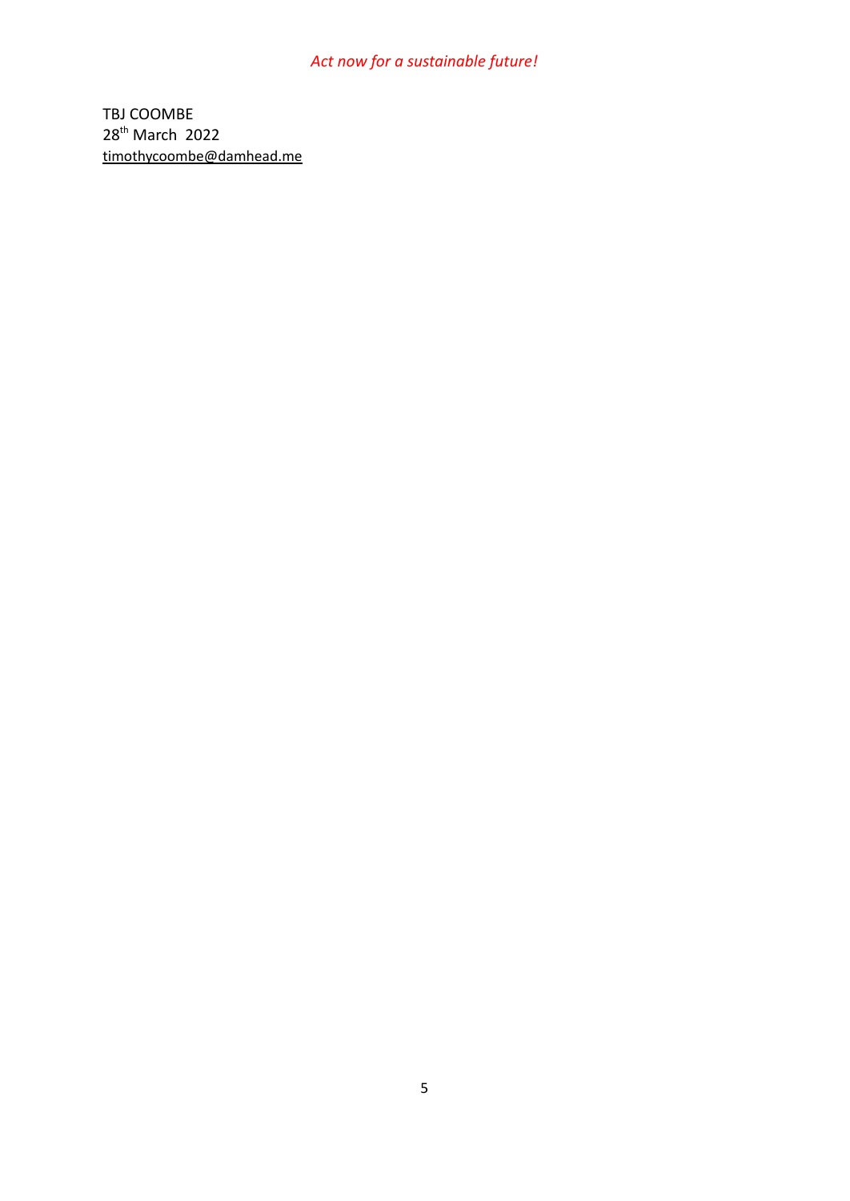TBJ COOMBE
28th March 2022
timothycoombe@damhead.me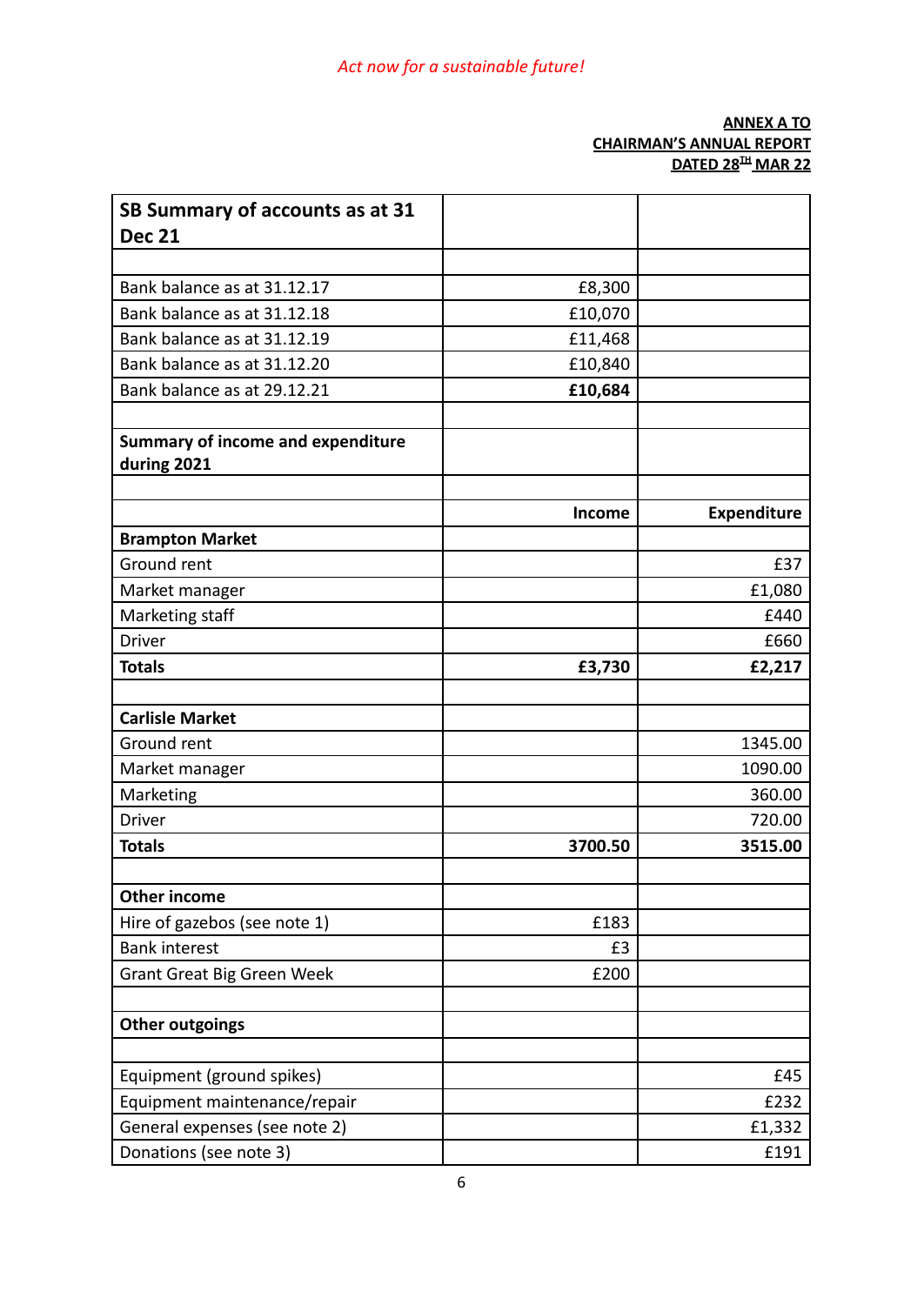*Act now for a sustainable future!*

**ANNEX A TO**
**CHAIRMAN'S ANNUAL REPORT**
**DATED 28TH MAR 22**

| **SB Summary of accounts as at 31 Dec 21** | | |
|---|---|---|
| | | |
| Bank balance as at 31.12.17 | £8,300 | |
| Bank balance as at 31.12.18 | £10,070 | |
| Bank balance as at 31.12.19 | £11,468 | |
| Bank balance as at 31.12.20 | £10,840 | |
| Bank balance as at 29.12.21 | **£10,684** | |
| | | |
| **Summary of income and expenditure during 2021** | | |
| | | |
| | **Income** | **Expenditure** |
| **Brampton Market** | | |
| Ground rent | | £37 |
| Market manager | | £1,080 |
| Marketing staff | | £440 |
| Driver | | £660 |
| **Totals** | **£3,730** | **£2,217** |
| | | |
| **Carlisle Market** | | |
| Ground rent | | 1345.00 |
| Market manager | | 1090.00 |
| Marketing | | 360.00 |
| Driver | | 720.00 |
| **Totals** | **3700.50** | **3515.00** |
| | | |
| **Other income** | | |
| Hire of gazebos (see note 1) | £183 | |
| Bank interest | £3 | |
| Grant Great Big Green Week | £200 | |
| | | |
| **Other outgoings** | | |
| | | |
| Equipment (ground spikes) | | £45 |
| Equipment maintenance/repair | | £232 |
| General expenses (see note 2) | | £1,332 |
| Donations (see note 3) | | £191 |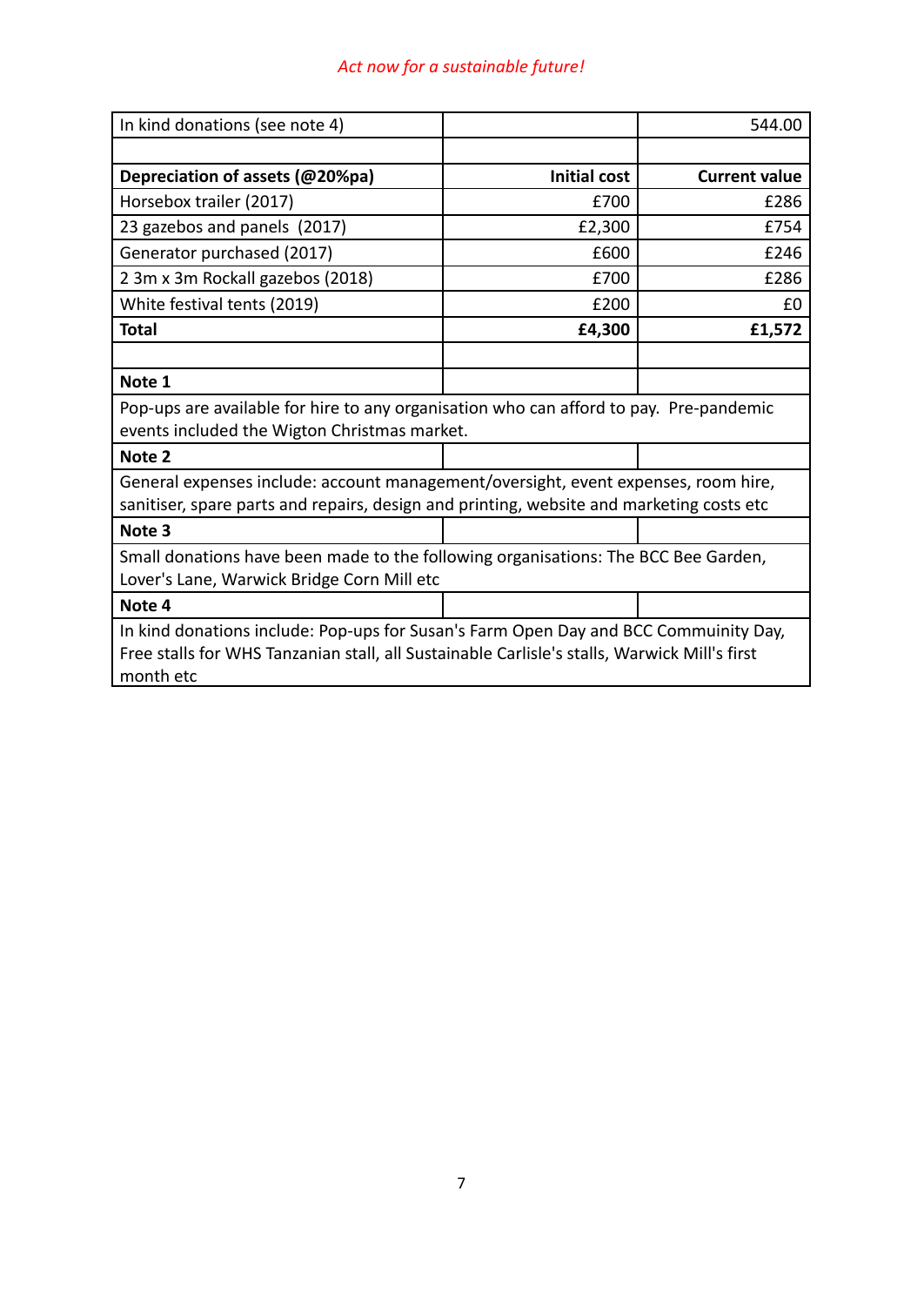*Act now for a sustainable future!*

| In kind donations (see note 4) | | 544.00 |
|---|---|---|
| | | |
| **Depreciation of assets (@20%pa)** | **Initial cost** | **Current value** |
| Horsebox trailer (2017) | £700 | £286 |
| 23 gazebos and panels (2017) | £2,300 | £754 |
| Generator purchased (2017) | £600 | £246 |
| 2 3m x 3m Rockall gazebos (2018) | £700 | £286 |
| White festival tents (2019) | £200 | £0 |
| **Total** | **£4,300** | **£1,572** |
| | | |
| **Note 1** | | |
| Pop-ups are available for hire to any organisation who can afford to pay. Pre-pandemic events included the Wigton Christmas market. | | |
| **Note 2** | | |
| General expenses include: account management/oversight, event expenses, room hire, sanitiser, spare parts and repairs, design and printing, website and marketing costs etc | | |
| **Note 3** | | |
| Small donations have been made to the following organisations: The BCC Bee Garden, Lover's Lane, Warwick Bridge Corn Mill etc | | |
| **Note 4** | | |
| In kind donations include: Pop-ups for Susan's Farm Open Day and BCC Commuinity Day, Free stalls for WHS Tanzanian stall, all Sustainable Carlisle's stalls, Warwick Mill's first month etc | | |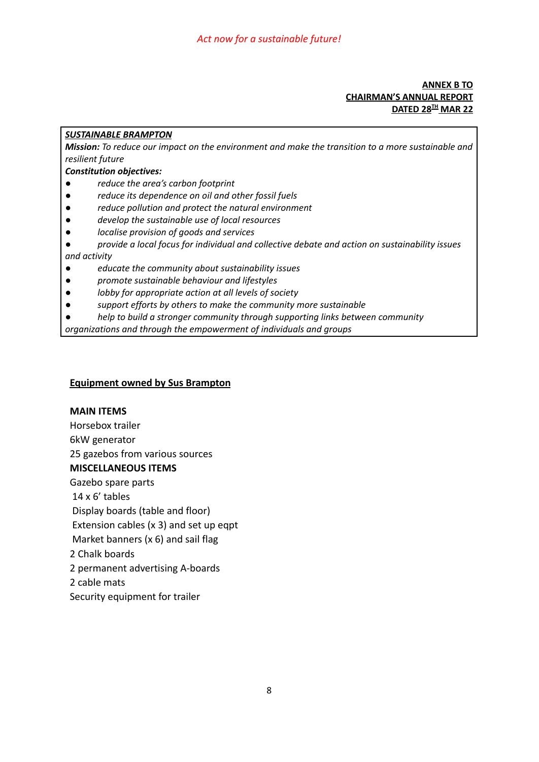*Act now for a sustainable future!*

**ANNEX B TO**
**CHAIRMAN'S ANNUAL REPORT**
**DATED 28TH MAR 22**

***SUSTAINABLE BRAMPTON***

***Mission:*** *To reduce our impact on the environment and make the transition to a more sustainable and resilient future*

***Constitution objectives:***

- *reduce the area's carbon footprint*
- *reduce its dependence on oil and other fossil fuels*
- *reduce pollution and protect the natural environment*
- *develop the sustainable use of local resources*
- *localise provision of goods and services*
- *provide a local focus for individual and collective debate and action on sustainability issues and activity*
- *educate the community about sustainability issues*
- *promote sustainable behaviour and lifestyles*
- *lobby for appropriate action at all levels of society*
- *support efforts by others to make the community more sustainable*
- *help to build a stronger community through supporting links between community organizations and through the empowerment of individuals and groups*

## Equipment owned by Sus Brampton

**MAIN ITEMS**

Horsebox trailer
6kW generator
25 gazebos from various sources

**MISCELLANEOUS ITEMS**

Gazebo spare parts
14 x 6' tables
Display boards (table and floor)
Extension cables (x 3) and set up eqpt
Market banners (x 6) and sail flag
2 Chalk boards
2 permanent advertising A-boards
2 cable mats
Security equipment for trailer